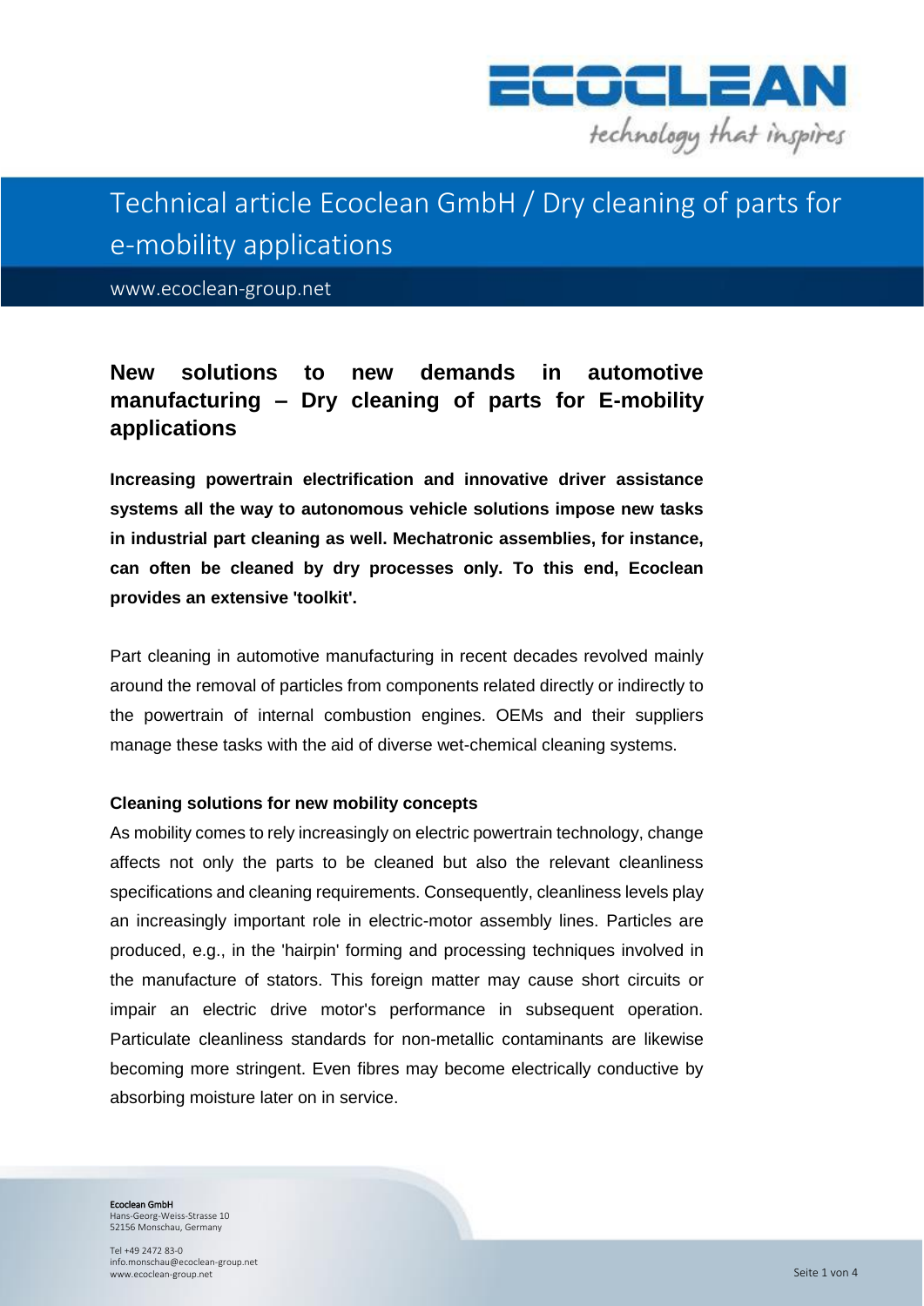# Technical article Ecoclean GmbH / Dry cleaning of parts for e-mobility applications

www.ecoclean-group.net

## New solutions to new demands in automotive manufacturing – Dry cleaning of parts for E-mobility applications

**Increasing powertrain electrification and innovative driver assistance systems all the way to autonomous vehicle solutions impose new tasks in industrial part cleaning as well. Mechatronic assemblies, for instance, can often be cleaned by dry processes only. To this end, Ecoclean provides an extensive 'toolkit'.**

Part cleaning in automotive manufacturing in recent decades revolved mainly around the removal of particles from components related directly or indirectly to the powertrain of internal combustion engines. OEMs and their suppliers manage these tasks with the aid of diverse wet-chemical cleaning systems.

### Cleaning solutions for new mobility concepts

As mobility comes to rely increasingly on electric powertrain technology, change affects not only the parts to be cleaned but also the relevant cleanliness specifications and cleaning requirements. Consequently, cleanliness levels play an increasingly important role in electric-motor assembly lines. Particles are produced, e.g., in the 'hairpin' forming and processing techniques involved in the manufacture of stators. This foreign matter may cause short circuits or impair an electric drive motor's performance in subsequent operation. Particulate cleanliness standards for non-metallic contaminants are likewise becoming more stringent. Even fibres may become electrically conductive by absorbing moisture later on in service.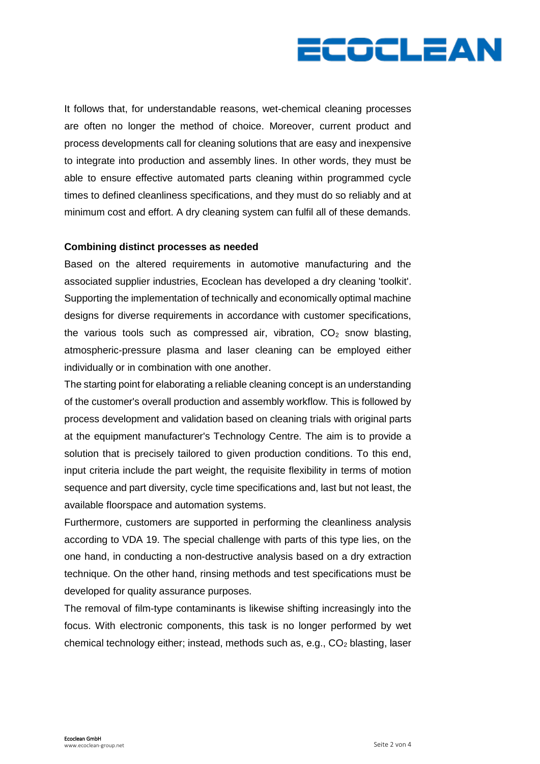It follows that, for understandable reasons, wet-chemical cleaning processes are often no longer the method of choice. Moreover, current product and process developments call for cleaning solutions that are easy and inexpensive to integrate into production and assembly lines. In other words, they must be able to ensure effective automated parts cleaning within programmed cycle times to defined cleanliness specifications, and they must do so reliably and at minimum cost and effort. A dry cleaning system can fulfil all of these demands.

**Combining distinct processes as needed**

Based on the altered requirements in automotive manufacturing and the associated supplier industries, Ecoclean has developed a dry cleaning 'toolkit'. Supporting the implementation of technically and economically optimal machine designs for diverse requirements in accordance with customer specifications, the various tools such as compressed air, vibration, $CO_2$ snow blasting, atmospheric-pressure plasma and laser cleaning can be employed either individually or in combination with one another.

The starting point for elaborating a reliable cleaning concept is an understanding of the customer's overall production and assembly workflow. This is followed by process development and validation based on cleaning trials with original parts at the equipment manufacturer's Technology Centre. The aim is to provide a solution that is precisely tailored to given production conditions. To this end, input criteria include the part weight, the requisite flexibility in terms of motion sequence and part diversity, cycle time specifications and, last but not least, the available floorspace and automation systems.

Furthermore, customers are supported in performing the cleanliness analysis according to VDA 19. The special challenge with parts of this type lies, on the one hand, in conducting a non-destructive analysis based on a dry extraction technique. On the other hand, rinsing methods and test specifications must be developed for quality assurance purposes.

The removal of film-type contaminants is likewise shifting increasingly into the focus. With electronic components, this task is no longer performed by wet chemical technology either; instead, methods such as, e.g., $CO_2$ blasting, laser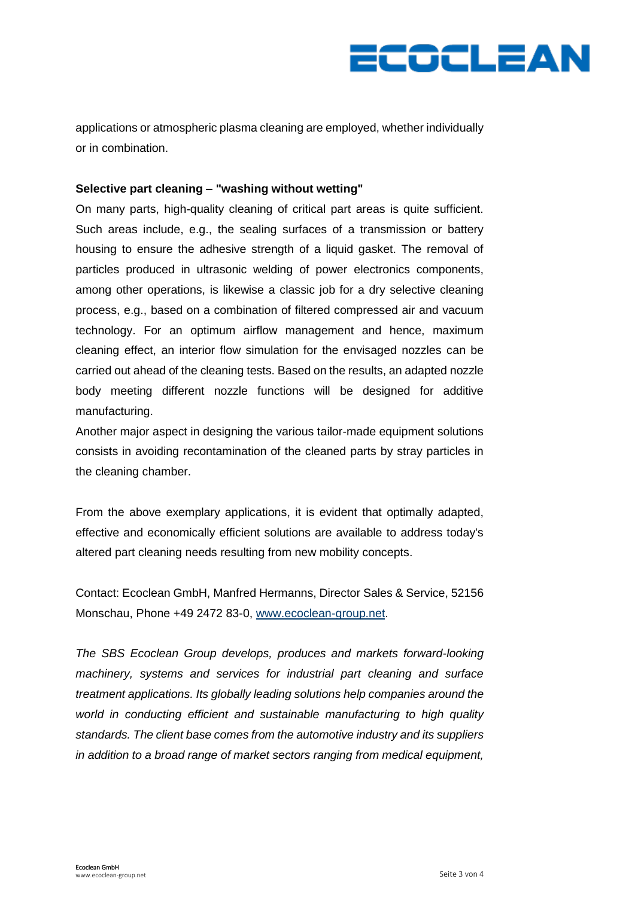applications or atmospheric plasma cleaning are employed, whether individually or in combination.

**Selective part cleaning – "washing without wetting"**

On many parts, high-quality cleaning of critical part areas is quite sufficient. Such areas include, e.g., the sealing surfaces of a transmission or battery housing to ensure the adhesive strength of a liquid gasket. The removal of particles produced in ultrasonic welding of power electronics components, among other operations, is likewise a classic job for a dry selective cleaning process, e.g., based on a combination of filtered compressed air and vacuum technology. For an optimum airflow management and hence, maximum cleaning effect, an interior flow simulation for the envisaged nozzles can be carried out ahead of the cleaning tests. Based on the results, an adapted nozzle body meeting different nozzle functions will be designed for additive manufacturing.

Another major aspect in designing the various tailor-made equipment solutions consists in avoiding recontamination of the cleaned parts by stray particles in the cleaning chamber.

From the above exemplary applications, it is evident that optimally adapted, effective and economically efficient solutions are available to address today's altered part cleaning needs resulting from new mobility concepts.

Contact: Ecoclean GmbH, Manfred Hermanns, Director Sales & Service, 52156 Monschau, Phone +49 2472 83-0, [www.ecoclean-group.net](http://www.ecoclean-group.net).

*The SBS Ecoclean Group develops, produces and markets forward-looking machinery, systems and services for industrial part cleaning and surface treatment applications. Its globally leading solutions help companies around the world in conducting efficient and sustainable manufacturing to high quality standards. The client base comes from the automotive industry and its suppliers in addition to a broad range of market sectors ranging from medical equipment,*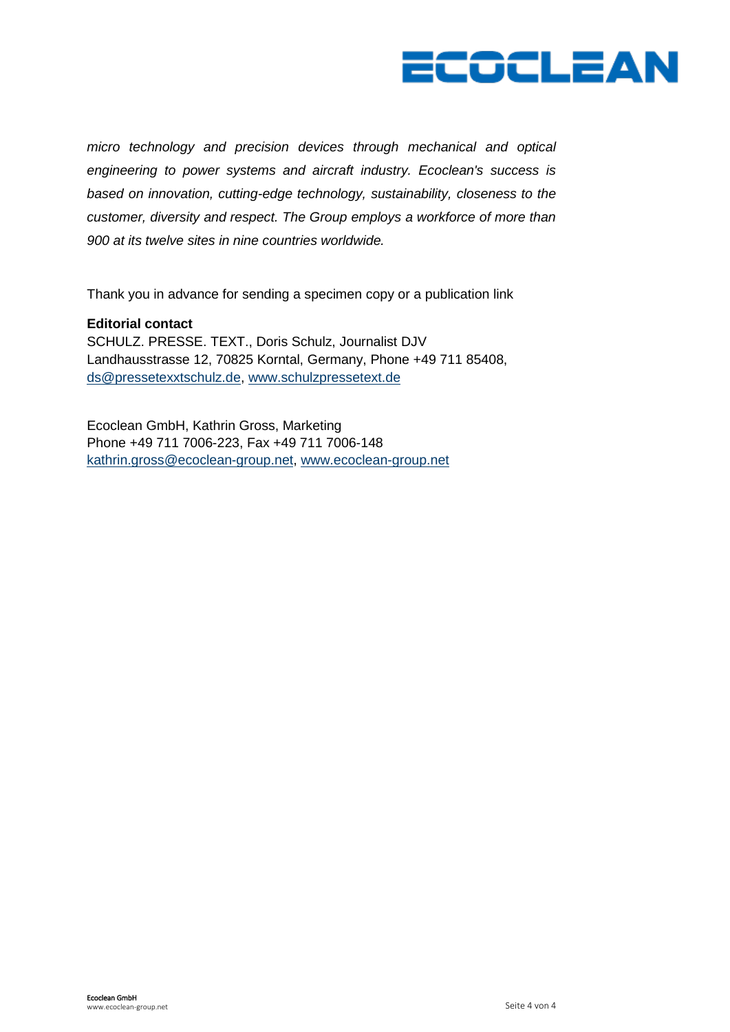*micro technology and precision devices through mechanical and optical engineering to power systems and aircraft industry. Ecoclean's success is based on innovation, cutting-edge technology, sustainability, closeness to the customer, diversity and respect. The Group employs a workforce of more than 900 at its twelve sites in nine countries worldwide.*

Thank you in advance for sending a specimen copy or a publication link

**Editorial contact**
SCHULZ. PRESSE. TEXT., Doris Schulz, Journalist DJV
Landhausstrasse 12, 70825 Korntal, Germany, Phone +49 711 85408,
ds@pressetexxtschulz.de, www.schulzpressetext.de

Ecoclean GmbH, Kathrin Gross, Marketing
Phone +49 711 7006-223, Fax +49 711 7006-148
kathrin.gross@ecoclean-group.net, www.ecoclean-group.net